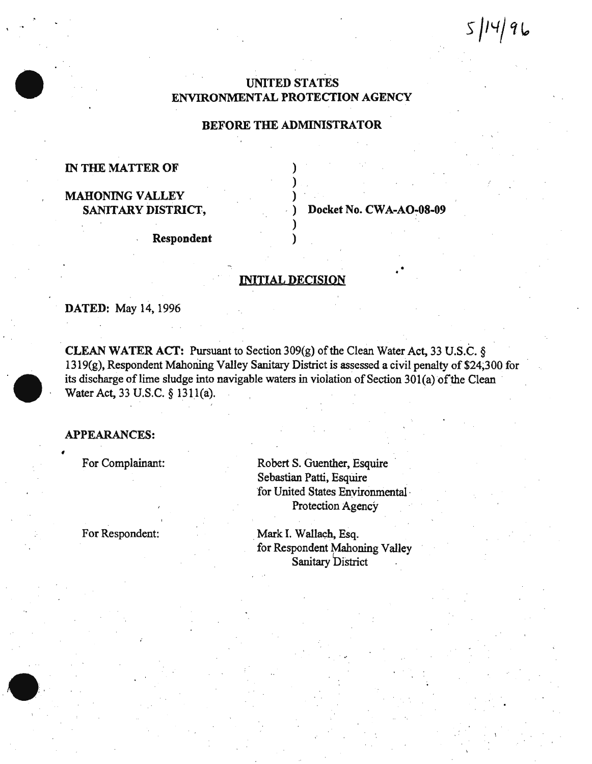5/14/96

# UNITED STATES ENVIRONMENTAL PROTECTION AGENCY

## BEFORE THE ADMINISTRATOR

| | | |
|---|---|---|
| IN THE MATTER OF | ) | |
| | ) | |
| MAHONING VALLEY SANITARY DISTRICT, | ) | Docket No. CWA-AO-08-09 |
| | ) | |
| Respondent | ) | |

## INITIAL DECISION

**DATED:** May 14, 1996

**CLEAN WATER ACT:** Pursuant to Section 309(g) of the Clean Water Act, 33 U.S.C. § 1319(g), Respondent Mahoning Valley Sanitary District is assessed a civil penalty of $24,300 for its discharge of lime sludge into navigable waters in violation of Section 301(a) of the Clean Water Act, 33 U.S.C. § 1311(a).

**APPEARANCES:**

For Complainant: Robert S. Guenther, Esquire
Sebastian Patti, Esquire
for United States Environmental Protection Agency

For Respondent: Mark I. Wallach, Esq.
for Respondent Mahoning Valley Sanitary District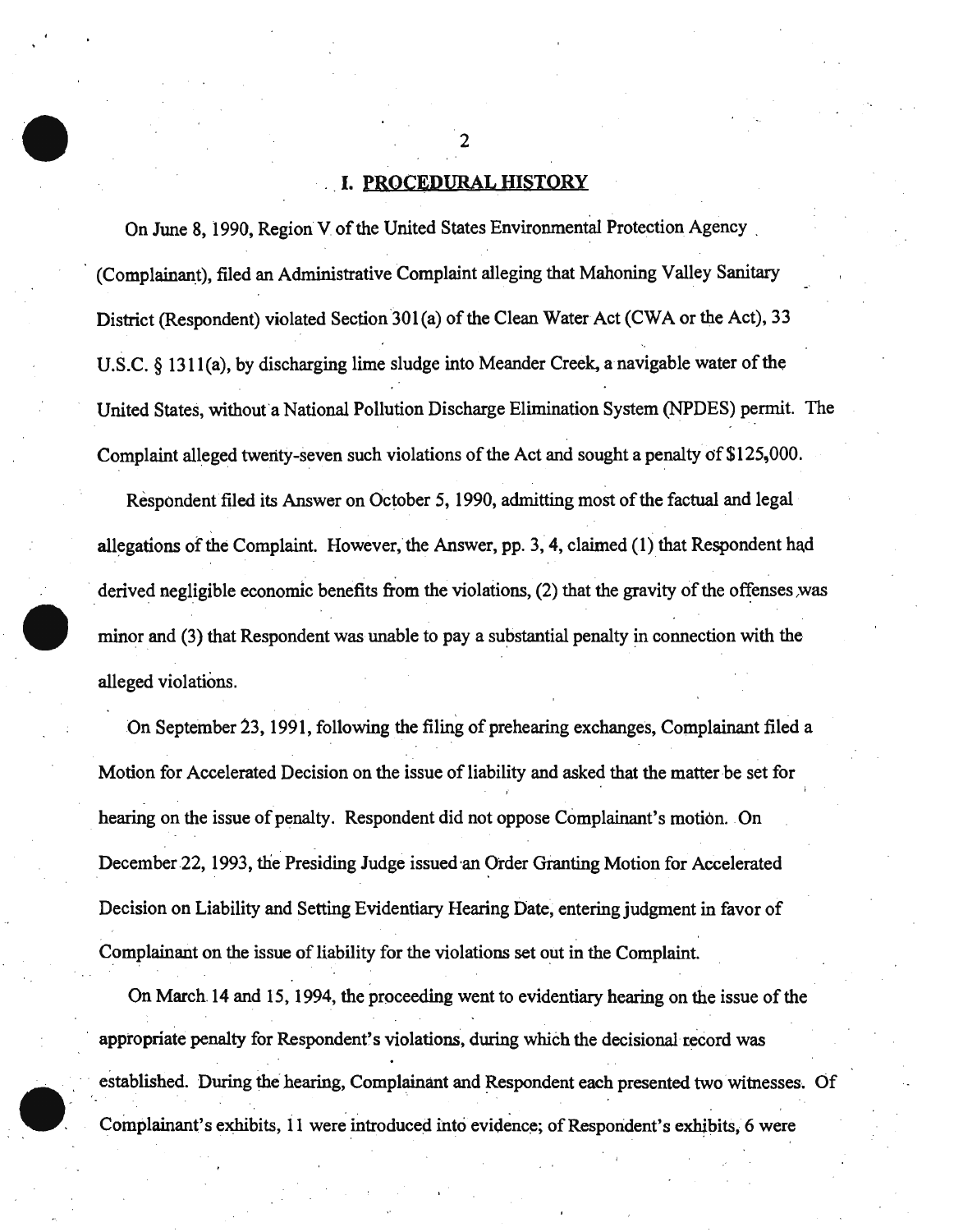## I. PROCEDURAL HISTORY

On June 8, 1990, Region V of the United States Environmental Protection Agency (Complainant), filed an Administrative Complaint alleging that Mahoning Valley Sanitary District (Respondent) violated Section 301(a) of the Clean Water Act (CWA or the Act), 33 U.S.C. § 1311(a), by discharging lime sludge into Meander Creek, a navigable water of the United States, without a National Pollution Discharge Elimination System (NPDES) permit. The Complaint alleged twenty-seven such violations of the Act and sought a penalty of $125,000.

Respondent filed its Answer on October 5, 1990, admitting most of the factual and legal allegations of the Complaint. However, the Answer, pp. 3, 4, claimed (1) that Respondent had derived negligible economic benefits from the violations, (2) that the gravity of the offenses was minor and (3) that Respondent was unable to pay a substantial penalty in connection with the alleged violations.

On September 23, 1991, following the filing of prehearing exchanges, Complainant filed a Motion for Accelerated Decision on the issue of liability and asked that the matter be set for hearing on the issue of penalty. Respondent did not oppose Complainant's motion. On December 22, 1993, the Presiding Judge issued an Order Granting Motion for Accelerated Decision on Liability and Setting Evidentiary Hearing Date, entering judgment in favor of Complainant on the issue of liability for the violations set out in the Complaint.

On March 14 and 15, 1994, the proceeding went to evidentiary hearing on the issue of the appropriate penalty for Respondent's violations, during which the decisional record was established. During the hearing, Complainant and Respondent each presented two witnesses. Of Complainant's exhibits, 11 were introduced into evidence; of Respondent's exhibits, 6 were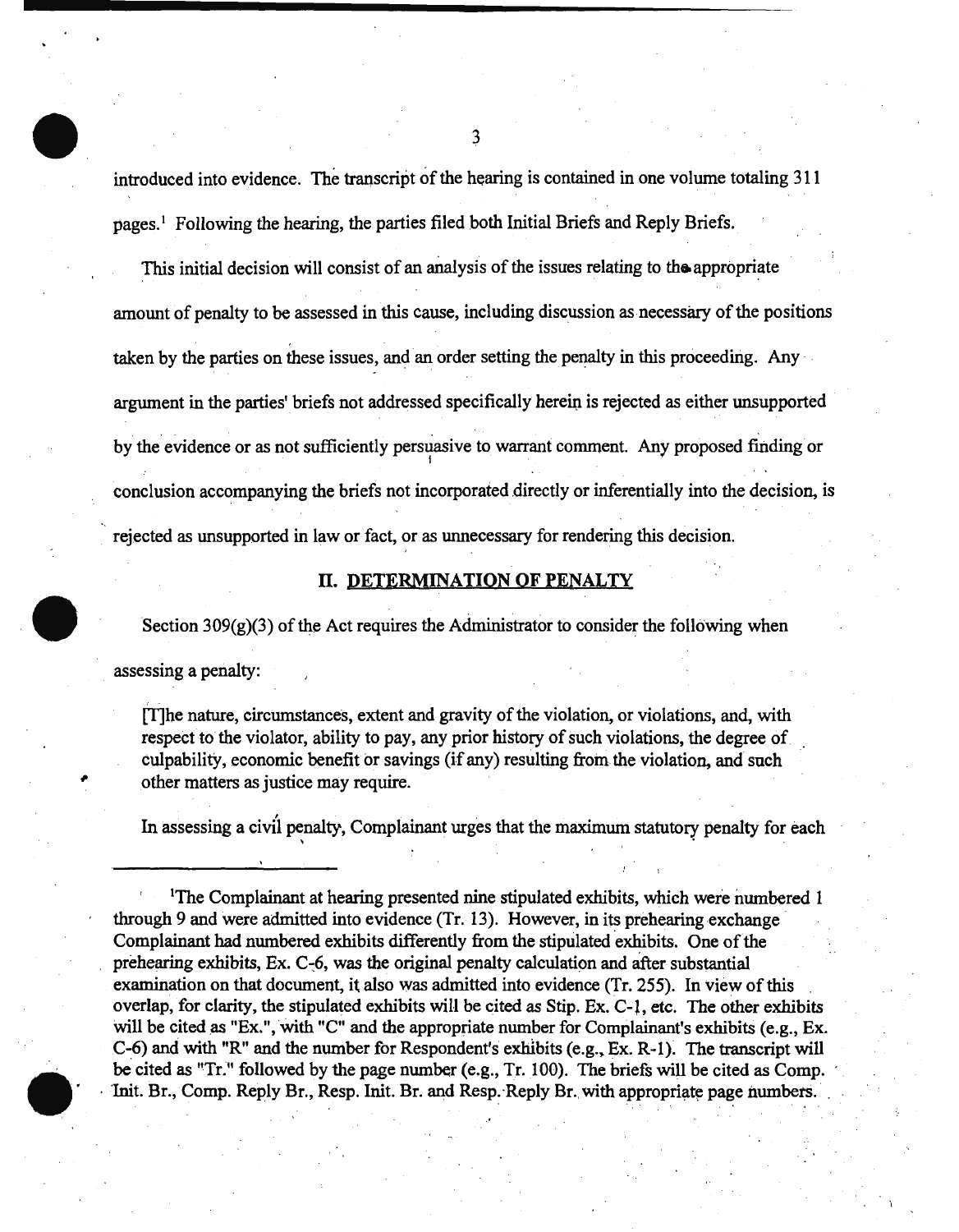introduced into evidence. The transcript of the hearing is contained in one volume totaling 311 pages.[1] Following the hearing, the parties filed both Initial Briefs and Reply Briefs.

This initial decision will consist of an analysis of the issues relating to the appropriate amount of penalty to be assessed in this cause, including discussion as necessary of the positions taken by the parties on these issues, and an order setting the penalty in this proceeding. Any argument in the parties' briefs not addressed specifically herein is rejected as either unsupported by the evidence or as not sufficiently persuasive to warrant comment. Any proposed finding or conclusion accompanying the briefs not incorporated directly or inferentially into the decision, is rejected as unsupported in law or fact, or as unnecessary for rendering this decision.

## II. DETERMINATION OF PENALTY

Section 309(g)(3) of the Act requires the Administrator to consider the following when assessing a penalty:

> [T]he nature, circumstances, extent and gravity of the violation, or violations, and, with respect to the violator, ability to pay, any prior history of such violations, the degree of culpability, economic benefit or savings (if any) resulting from the violation, and such other matters as justice may require.

In assessing a civil penalty, Complainant urges that the maximum statutory penalty for each

---

[1] The Complainant at hearing presented nine stipulated exhibits, which were numbered 1 through 9 and were admitted into evidence (Tr. 13). However, in its prehearing exchange Complainant had numbered exhibits differently from the stipulated exhibits. One of the prehearing exhibits, Ex. C-6, was the original penalty calculation and after substantial examination on that document, it also was admitted into evidence (Tr. 255). In view of this overlap, for clarity, the stipulated exhibits will be cited as Stip. Ex. C-1, etc. The other exhibits will be cited as "Ex.", with "C" and the appropriate number for Complainant's exhibits (e.g., Ex. C-6) and with "R" and the number for Respondent's exhibits (e.g., Ex. R-1). The transcript will be cited as "Tr." followed by the page number (e.g., Tr. 100). The briefs will be cited as Comp. Init. Br., Comp. Reply Br., Resp. Init. Br. and Resp. Reply Br. with appropriate page numbers.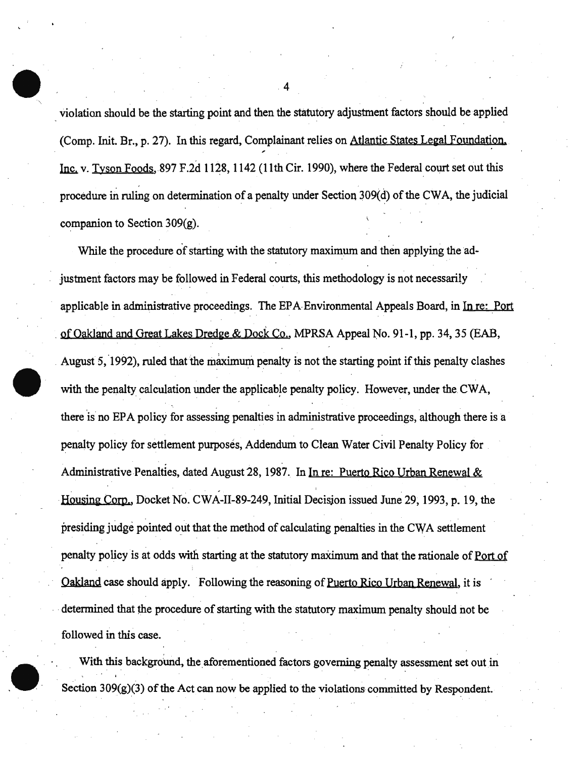violation should be the starting point and then the statutory adjustment factors should be applied (Comp. Init. Br., p. 27). In this regard, Complainant relies on Atlantic States Legal Foundation, Inc. v. Tyson Foods, 897 F.2d 1128, 1142 (11th Cir. 1990), where the Federal court set out this procedure in ruling on determination of a penalty under Section 309(d) of the CWA, the judicial companion to Section 309(g).

While the procedure of starting with the statutory maximum and then applying the adjustment factors may be followed in Federal courts, this methodology is not necessarily applicable in administrative proceedings. The EPA Environmental Appeals Board, in In re: Port of Oakland and Great Lakes Dredge & Dock Co., MPRSA Appeal No. 91-1, pp. 34, 35 (EAB, August 5, 1992), ruled that the maximum penalty is not the starting point if this penalty clashes with the penalty calculation under the applicable penalty policy. However, under the CWA, there is no EPA policy for assessing penalties in administrative proceedings, although there is a penalty policy for settlement purposes, Addendum to Clean Water Civil Penalty Policy for Administrative Penalties, dated August 28, 1987. In In re: Puerto Rico Urban Renewal & Housing Corp., Docket No. CWA-II-89-249, Initial Decision issued June 29, 1993, p. 19, the presiding judge pointed out that the method of calculating penalties in the CWA settlement penalty policy is at odds with starting at the statutory maximum and that the rationale of Port of Oakland case should apply. Following the reasoning of Puerto Rico Urban Renewal, it is determined that the procedure of starting with the statutory maximum penalty should not be followed in this case.

With this background, the aforementioned factors governing penalty assessment set out in Section 309(g)(3) of the Act can now be applied to the violations committed by Respondent.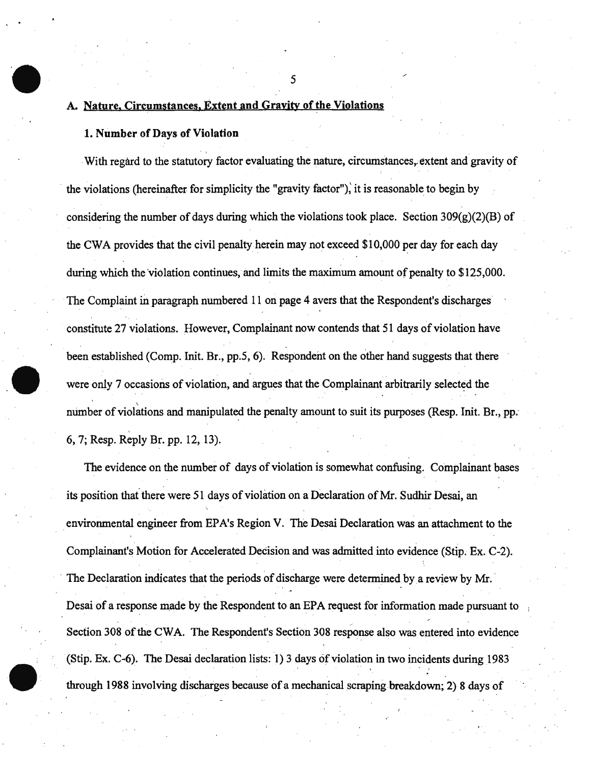## A. Nature, Circumstances, Extent and Gravity of the Violations

### 1. Number of Days of Violation

With regard to the statutory factor evaluating the nature, circumstances, extent and gravity of the violations (hereinafter for simplicity the "gravity factor"), it is reasonable to begin by considering the number of days during which the violations took place. Section 309(g)(2)(B) of the CWA provides that the civil penalty herein may not exceed $10,000 per day for each day during which the violation continues, and limits the maximum amount of penalty to $125,000. The Complaint in paragraph numbered 11 on page 4 avers that the Respondent's discharges constitute 27 violations. However, Complainant now contends that 51 days of violation have been established (Comp. Init. Br., pp.5, 6). Respondent on the other hand suggests that there were only 7 occasions of violation, and argues that the Complainant arbitrarily selected the number of violations and manipulated the penalty amount to suit its purposes (Resp. Init. Br., pp. 6, 7; Resp. Reply Br. pp. 12, 13).

The evidence on the number of days of violation is somewhat confusing. Complainant bases its position that there were 51 days of violation on a Declaration of Mr. Sudhir Desai, an environmental engineer from EPA's Region V. The Desai Declaration was an attachment to the Complainant's Motion for Accelerated Decision and was admitted into evidence (Stip. Ex. C-2). The Declaration indicates that the periods of discharge were determined by a review by Mr. Desai of a response made by the Respondent to an EPA request for information made pursuant to Section 308 of the CWA. The Respondent's Section 308 response also was entered into evidence (Stip. Ex. C-6). The Desai declaration lists: 1) 3 days of violation in two incidents during 1983 through 1988 involving discharges because of a mechanical scraping breakdown; 2) 8 days of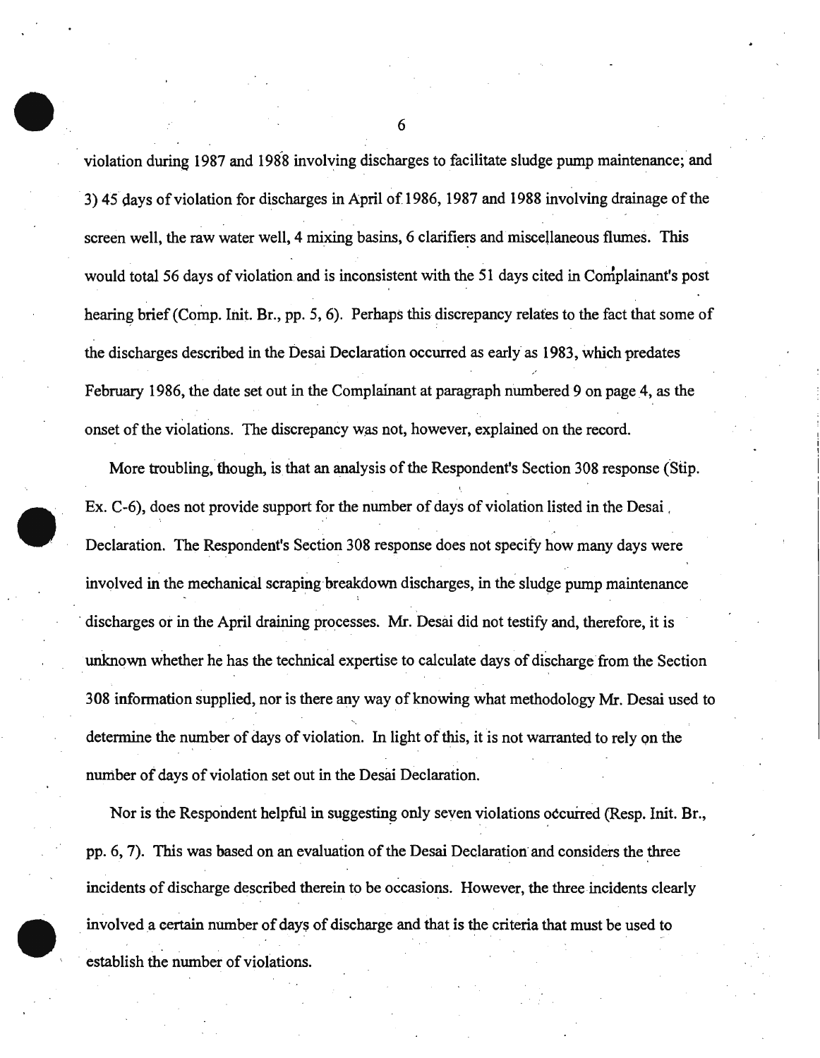violation during 1987 and 1988 involving discharges to facilitate sludge pump maintenance; and 3) 45 days of violation for discharges in April of 1986, 1987 and 1988 involving drainage of the screen well, the raw water well, 4 mixing basins, 6 clarifiers and miscellaneous flumes. This would total 56 days of violation and is inconsistent with the 51 days cited in Complainant's post hearing brief (Comp. Init. Br., pp. 5, 6). Perhaps this discrepancy relates to the fact that some of the discharges described in the Desai Declaration occurred as early as 1983, which predates February 1986, the date set out in the Complainant at paragraph numbered 9 on page 4, as the onset of the violations. The discrepancy was not, however, explained on the record.

More troubling, though, is that an analysis of the Respondent's Section 308 response (Stip. Ex. C-6), does not provide support for the number of days of violation listed in the Desai Declaration. The Respondent's Section 308 response does not specify how many days were involved in the mechanical scraping breakdown discharges, in the sludge pump maintenance discharges or in the April draining processes. Mr. Desai did not testify and, therefore, it is unknown whether he has the technical expertise to calculate days of discharge from the Section 308 information supplied, nor is there any way of knowing what methodology Mr. Desai used to determine the number of days of violation. In light of this, it is not warranted to rely on the number of days of violation set out in the Desai Declaration.

Nor is the Respondent helpful in suggesting only seven violations occurred (Resp. Init. Br., pp. 6, 7). This was based on an evaluation of the Desai Declaration and considers the three incidents of discharge described therein to be occasions. However, the three incidents clearly involved a certain number of days of discharge and that is the criteria that must be used to establish the number of violations.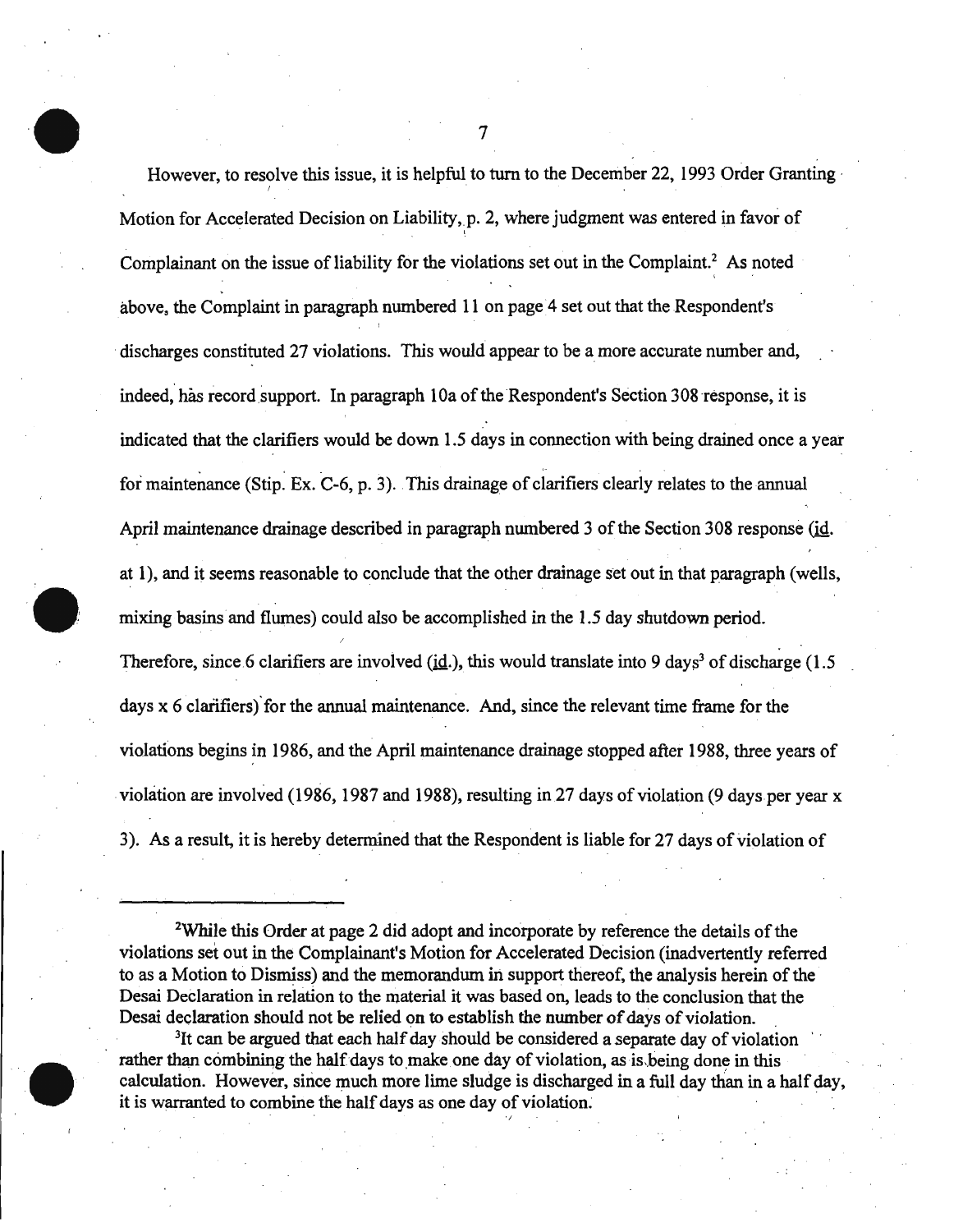However, to resolve this issue, it is helpful to turn to the December 22, 1993 Order Granting Motion for Accelerated Decision on Liability, p. 2, where judgment was entered in favor of Complainant on the issue of liability for the violations set out in the Complaint.[2] As noted above, the Complaint in paragraph numbered 11 on page 4 set out that the Respondent's discharges constituted 27 violations. This would appear to be a more accurate number and, indeed, has record support. In paragraph 10a of the Respondent's Section 308 response, it is indicated that the clarifiers would be down 1.5 days in connection with being drained once a year for maintenance (Stip. Ex. C-6, p. 3). This drainage of clarifiers clearly relates to the annual April maintenance drainage described in paragraph numbered 3 of the Section 308 response (id. at 1), and it seems reasonable to conclude that the other drainage set out in that paragraph (wells, mixing basins and flumes) could also be accomplished in the 1.5 day shutdown period. Therefore, since 6 clarifiers are involved (id.), this would translate into 9 days[3] of discharge (1.5 days x 6 clarifiers) for the annual maintenance. And, since the relevant time frame for the violations begins in 1986, and the April maintenance drainage stopped after 1988, three years of violation are involved (1986, 1987 and 1988), resulting in 27 days of violation (9 days per year x 3). As a result, it is hereby determined that the Respondent is liable for 27 days of violation of

---

[2]While this Order at page 2 did adopt and incorporate by reference the details of the violations set out in the Complainant's Motion for Accelerated Decision (inadvertently referred to as a Motion to Dismiss) and the memorandum in support thereof, the analysis herein of the Desai Declaration in relation to the material it was based on, leads to the conclusion that the Desai declaration should not be relied on to establish the number of days of violation.

[3]It can be argued that each half day should be considered a separate day of violation rather than combining the half days to make one day of violation, as is being done in this calculation. However, since much more lime sludge is discharged in a full day than in a half day, it is warranted to combine the half days as one day of violation.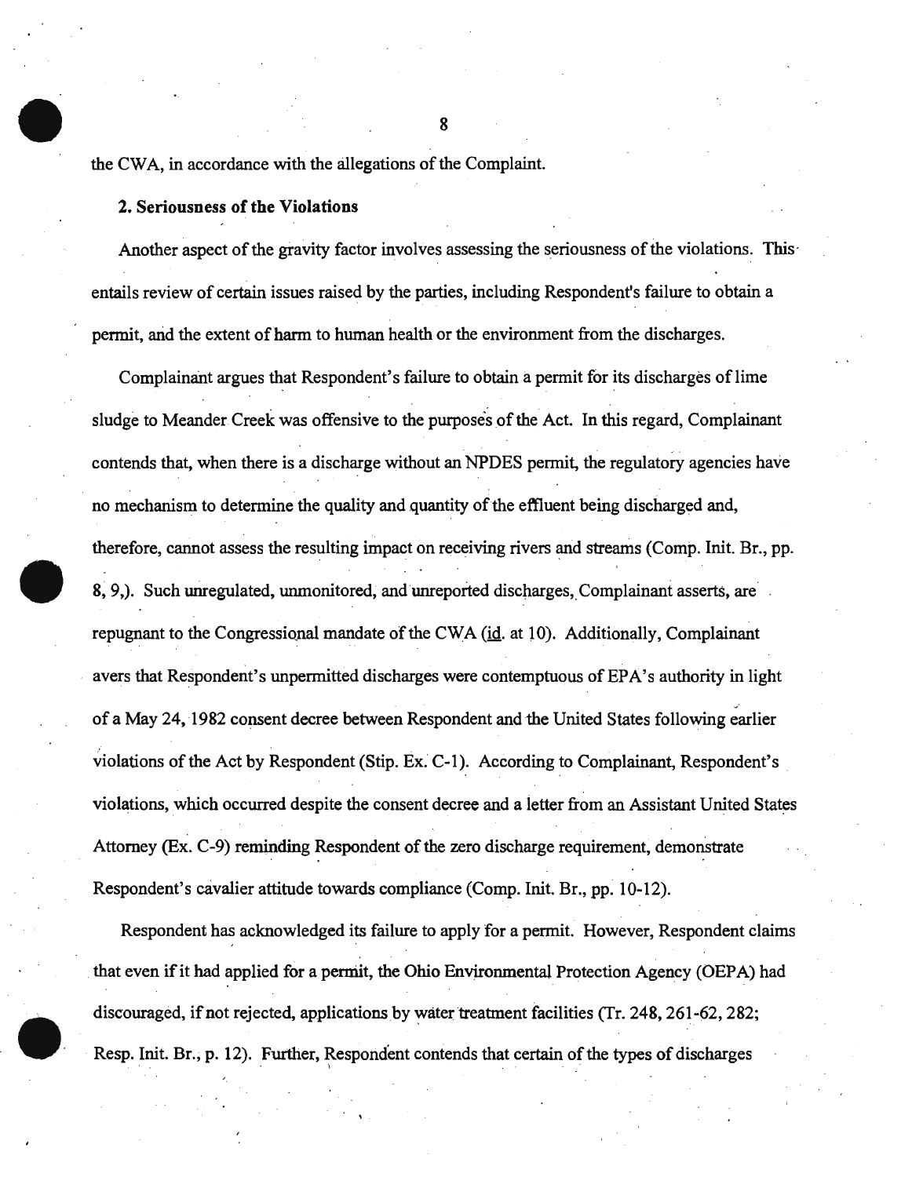the CWA, in accordance with the allegations of the Complaint.

**2. Seriousness of the Violations**

Another aspect of the gravity factor involves assessing the seriousness of the violations. This entails review of certain issues raised by the parties, including Respondent's failure to obtain a permit, and the extent of harm to human health or the environment from the discharges.

Complainant argues that Respondent's failure to obtain a permit for its discharges of lime sludge to Meander Creek was offensive to the purposes of the Act. In this regard, Complainant contends that, when there is a discharge without an NPDES permit, the regulatory agencies have no mechanism to determine the quality and quantity of the effluent being discharged and, therefore, cannot assess the resulting impact on receiving rivers and streams (Comp. Init. Br., pp. 8, 9,). Such unregulated, unmonitored, and unreported discharges, Complainant asserts, are repugnant to the Congressional mandate of the CWA (id. at 10). Additionally, Complainant avers that Respondent's unpermitted discharges were contemptuous of EPA's authority in light of a May 24, 1982 consent decree between Respondent and the United States following earlier violations of the Act by Respondent (Stip. Ex. C-1). According to Complainant, Respondent's violations, which occurred despite the consent decree and a letter from an Assistant United States Attorney (Ex. C-9) reminding Respondent of the zero discharge requirement, demonstrate Respondent's cavalier attitude towards compliance (Comp. Init. Br., pp. 10-12).

Respondent has acknowledged its failure to apply for a permit. However, Respondent claims that even if it had applied for a permit, the Ohio Environmental Protection Agency (OEPA) had discouraged, if not rejected, applications by water treatment facilities (Tr. 248, 261-62, 282; Resp. Init. Br., p. 12). Further, Respondent contends that certain of the types of discharges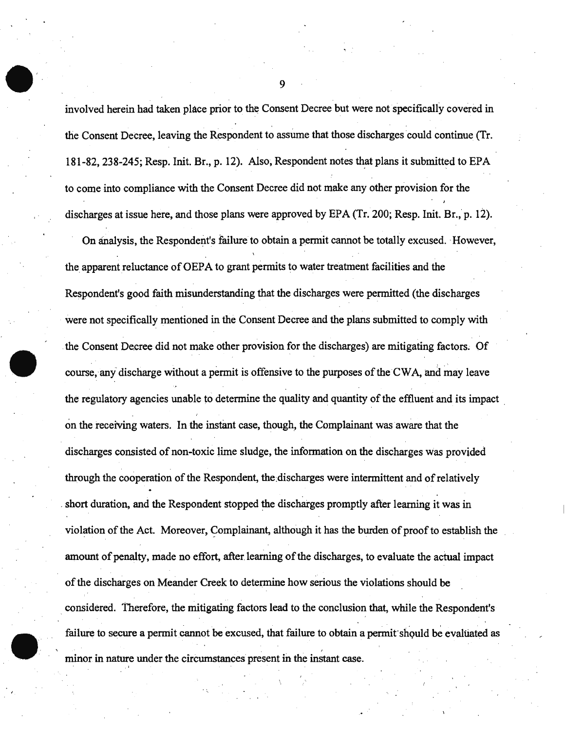involved herein had taken place prior to the Consent Decree but were not specifically covered in the Consent Decree, leaving the Respondent to assume that those discharges could continue (Tr. 181-82, 238-245; Resp. Init. Br., p. 12). Also, Respondent notes that plans it submitted to EPA to come into compliance with the Consent Decree did not make any other provision for the discharges at issue here, and those plans were approved by EPA (Tr. 200; Resp. Init. Br., p. 12).

On analysis, the Respondent's failure to obtain a permit cannot be totally excused. However, the apparent reluctance of OEPA to grant permits to water treatment facilities and the Respondent's good faith misunderstanding that the discharges were permitted (the discharges were not specifically mentioned in the Consent Decree and the plans submitted to comply with the Consent Decree did not make other provision for the discharges) are mitigating factors. Of course, any discharge without a permit is offensive to the purposes of the CWA, and may leave the regulatory agencies unable to determine the quality and quantity of the effluent and its impact on the receiving waters. In the instant case, though, the Complainant was aware that the discharges consisted of non-toxic lime sludge, the information on the discharges was provided through the cooperation of the Respondent, the discharges were intermittent and of relatively short duration, and the Respondent stopped the discharges promptly after learning it was in violation of the Act. Moreover, Complainant, although it has the burden of proof to establish the amount of penalty, made no effort, after learning of the discharges, to evaluate the actual impact of the discharges on Meander Creek to determine how serious the violations should be considered. Therefore, the mitigating factors lead to the conclusion that, while the Respondent's failure to secure a permit cannot be excused, that failure to obtain a permit should be evaluated as minor in nature under the circumstances present in the instant case.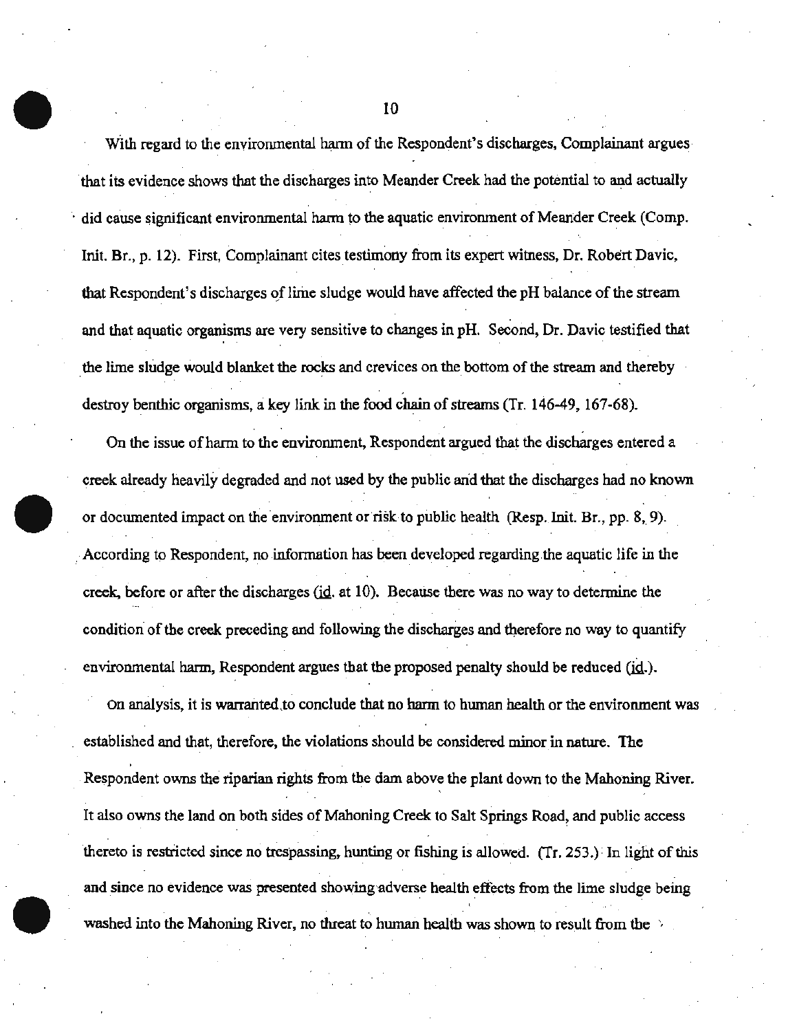With regard to the environmental harm of the Respondent's discharges, Complainant argues that its evidence shows that the discharges into Meander Creek had the potential to and actually did cause significant environmental harm to the aquatic environment of Meander Creek (Comp. Init. Br., p. 12). First, Complainant cites testimony from its expert witness, Dr. Robert Davic, that Respondent's discharges of lime sludge would have affected the pH balance of the stream and that aquatic organisms are very sensitive to changes in pH. Second, Dr. Davic testified that the lime sludge would blanket the rocks and crevices on the bottom of the stream and thereby destroy benthic organisms, a key link in the food chain of streams (Tr. 146-49, 167-68).

On the issue of harm to the environment, Respondent argued that the discharges entered a creek already heavily degraded and not used by the public and that the discharges had no known or documented impact on the environment or risk to public health (Resp. Init. Br., pp. 8, 9). According to Respondent, no information has been developed regarding the aquatic life in the creek, before or after the discharges (id. at 10). Because there was no way to determine the condition of the creek preceding and following the discharges and therefore no way to quantify environmental harm, Respondent argues that the proposed penalty should be reduced (id.).

On analysis, it is warranted to conclude that no harm to human health or the environment was established and that, therefore, the violations should be considered minor in nature. The Respondent owns the riparian rights from the dam above the plant down to the Mahoning River. It also owns the land on both sides of Mahoning Creek to Salt Springs Road, and public access thereto is restricted since no trespassing, hunting or fishing is allowed. (Tr. 253.) In light of this and since no evidence was presented showing adverse health effects from the lime sludge being washed into the Mahoning River, no threat to human health was shown to result from the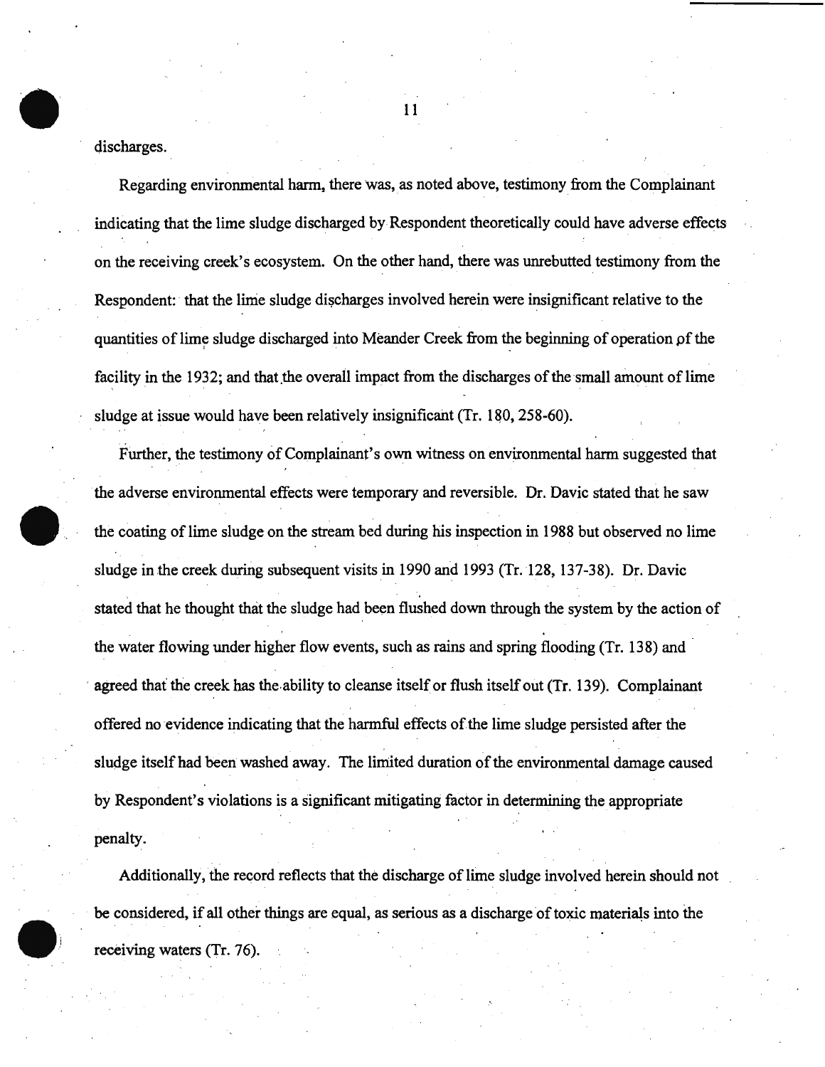discharges.

Regarding environmental harm, there was, as noted above, testimony from the Complainant indicating that the lime sludge discharged by Respondent theoretically could have adverse effects on the receiving creek's ecosystem. On the other hand, there was unrebutted testimony from the Respondent: that the lime sludge discharges involved herein were insignificant relative to the quantities of lime sludge discharged into Meander Creek from the beginning of operation of the facility in the 1932; and that the overall impact from the discharges of the small amount of lime sludge at issue would have been relatively insignificant (Tr. 180, 258-60).

Further, the testimony of Complainant's own witness on environmental harm suggested that the adverse environmental effects were temporary and reversible. Dr. Davic stated that he saw the coating of lime sludge on the stream bed during his inspection in 1988 but observed no lime sludge in the creek during subsequent visits in 1990 and 1993 (Tr. 128, 137-38). Dr. Davic stated that he thought that the sludge had been flushed down through the system by the action of the water flowing under higher flow events, such as rains and spring flooding (Tr. 138) and agreed that the creek has the ability to cleanse itself or flush itself out (Tr. 139). Complainant offered no evidence indicating that the harmful effects of the lime sludge persisted after the sludge itself had been washed away. The limited duration of the environmental damage caused by Respondent's violations is a significant mitigating factor in determining the appropriate penalty.

Additionally, the record reflects that the discharge of lime sludge involved herein should not be considered, if all other things are equal, as serious as a discharge of toxic materials into the receiving waters (Tr. 76).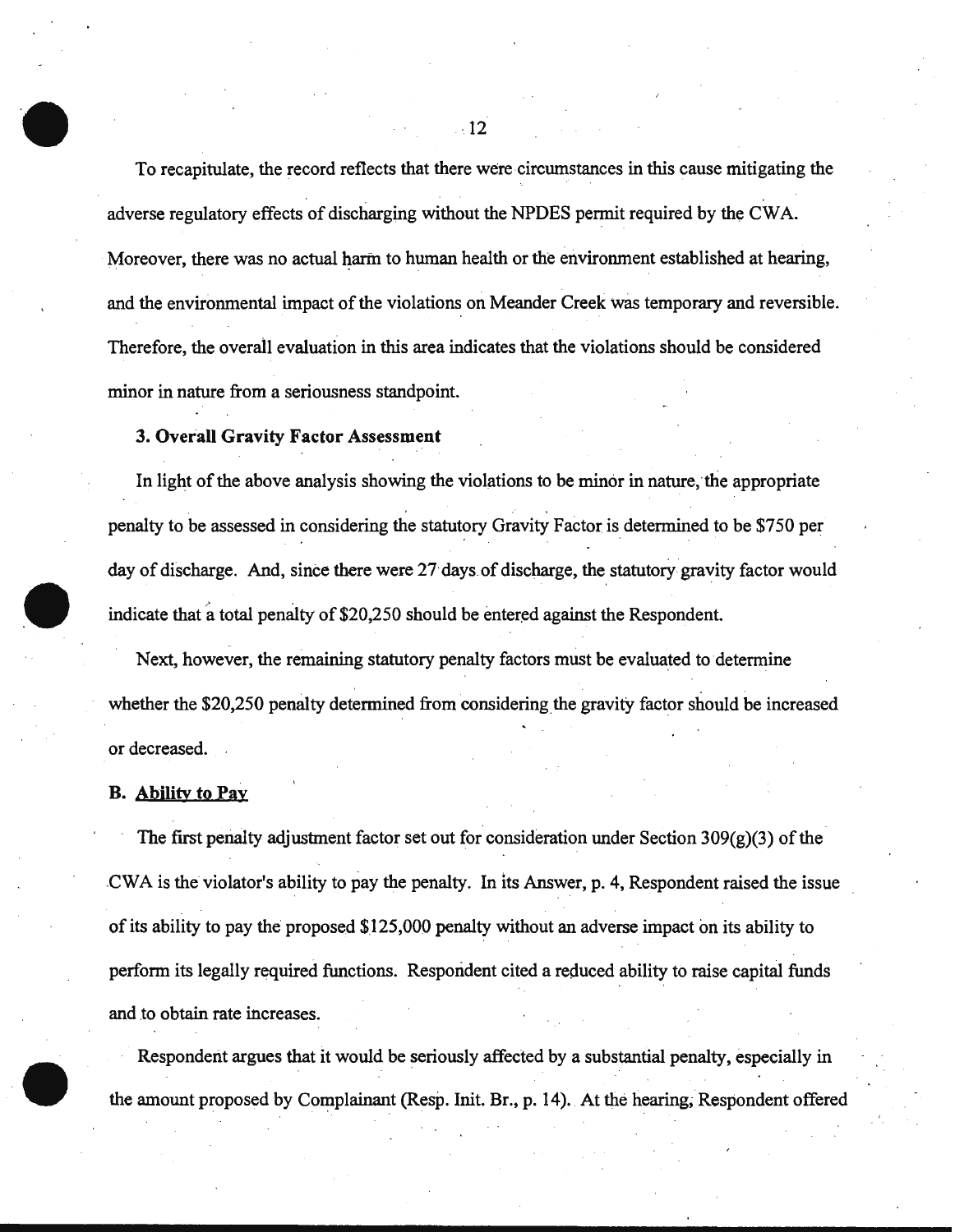To recapitulate, the record reflects that there were circumstances in this cause mitigating the adverse regulatory effects of discharging without the NPDES permit required by the CWA. Moreover, there was no actual harm to human health or the environment established at hearing, and the environmental impact of the violations on Meander Creek was temporary and reversible. Therefore, the overall evaluation in this area indicates that the violations should be considered minor in nature from a seriousness standpoint.

**3. Overall Gravity Factor Assessment**

In light of the above analysis showing the violations to be minor in nature, the appropriate penalty to be assessed in considering the statutory Gravity Factor is determined to be $750 per day of discharge. And, since there were 27 days of discharge, the statutory gravity factor would indicate that a total penalty of $20,250 should be entered against the Respondent.

Next, however, the remaining statutory penalty factors must be evaluated to determine whether the $20,250 penalty determined from considering the gravity factor should be increased or decreased.

**B. Ability to Pay**

The first penalty adjustment factor set out for consideration under Section 309(g)(3) of the CWA is the violator's ability to pay the penalty. In its Answer, p. 4, Respondent raised the issue of its ability to pay the proposed $125,000 penalty without an adverse impact on its ability to perform its legally required functions. Respondent cited a reduced ability to raise capital funds and to obtain rate increases.

Respondent argues that it would be seriously affected by a substantial penalty, especially in the amount proposed by Complainant (Resp. Init. Br., p. 14). At the hearing, Respondent offered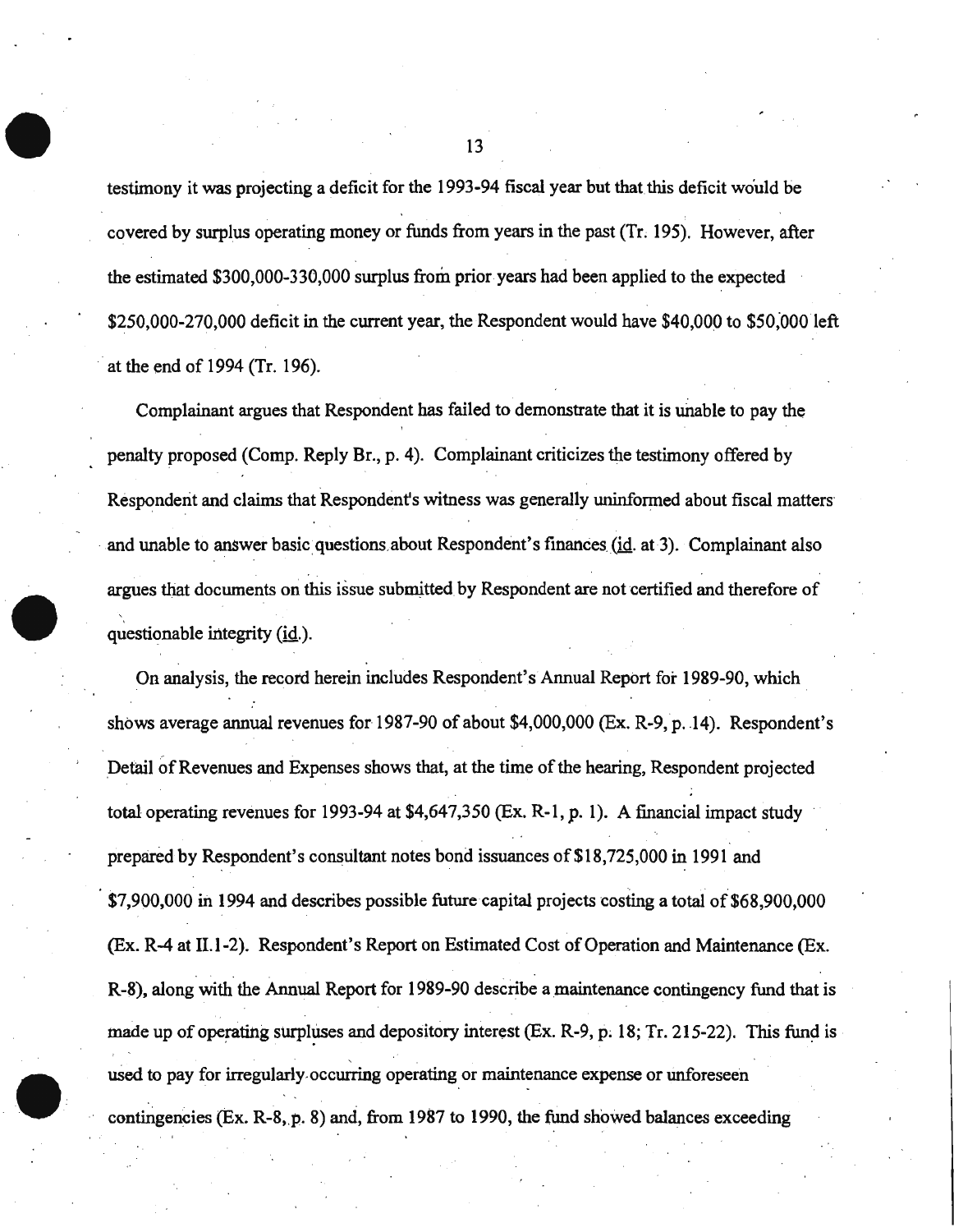testimony it was projecting a deficit for the 1993-94 fiscal year but that this deficit would be covered by surplus operating money or funds from years in the past (Tr. 195). However, after the estimated $300,000-330,000 surplus from prior years had been applied to the expected $250,000-270,000 deficit in the current year, the Respondent would have $40,000 to $50,000 left at the end of 1994 (Tr. 196).

Complainant argues that Respondent has failed to demonstrate that it is unable to pay the penalty proposed (Comp. Reply Br., p. 4). Complainant criticizes the testimony offered by Respondent and claims that Respondent's witness was generally uninformed about fiscal matters and unable to answer basic questions about Respondent's finances (id. at 3). Complainant also argues that documents on this issue submitted by Respondent are not certified and therefore of questionable integrity (id.).

On analysis, the record herein includes Respondent's Annual Report for 1989-90, which shows average annual revenues for 1987-90 of about $4,000,000 (Ex. R-9, p. 14). Respondent's Detail of Revenues and Expenses shows that, at the time of the hearing, Respondent projected total operating revenues for 1993-94 at $4,647,350 (Ex. R-1, p. 1). A financial impact study prepared by Respondent's consultant notes bond issuances of $18,725,000 in 1991 and $7,900,000 in 1994 and describes possible future capital projects costing a total of $68,900,000 (Ex. R-4 at II.1-2). Respondent's Report on Estimated Cost of Operation and Maintenance (Ex. R-8), along with the Annual Report for 1989-90 describe a maintenance contingency fund that is made up of operating surpluses and depository interest (Ex. R-9, p. 18; Tr. 215-22). This fund is used to pay for irregularly occurring operating or maintenance expense or unforeseen contingencies (Ex. R-8, p. 8) and, from 1987 to 1990, the fund showed balances exceeding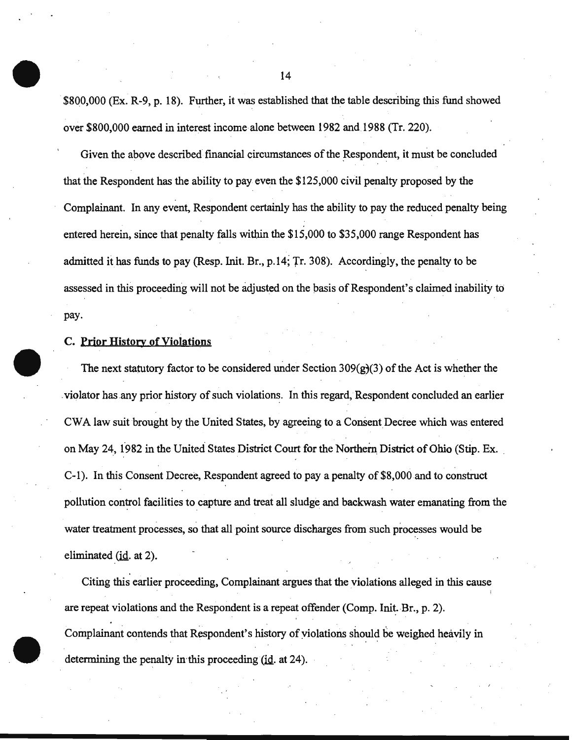$800,000 (Ex. R-9, p. 18). Further, it was established that the table describing this fund showed over $800,000 earned in interest income alone between 1982 and 1988 (Tr. 220).

Given the above described financial circumstances of the Respondent, it must be concluded that the Respondent has the ability to pay even the $125,000 civil penalty proposed by the Complainant. In any event, Respondent certainly has the ability to pay the reduced penalty being entered herein, since that penalty falls within the $15,000 to $35,000 range Respondent has admitted it has funds to pay (Resp. Init. Br., p.14; Tr. 308). Accordingly, the penalty to be assessed in this proceeding will not be adjusted on the basis of Respondent's claimed inability to pay.

### C. Prior History of Violations

The next statutory factor to be considered under Section 309(g)(3) of the Act is whether the violator has any prior history of such violations. In this regard, Respondent concluded an earlier CWA law suit brought by the United States, by agreeing to a Consent Decree which was entered on May 24, 1982 in the United States District Court for the Northern District of Ohio (Stip. Ex. C-1). In this Consent Decree, Respondent agreed to pay a penalty of $8,000 and to construct pollution control facilities to capture and treat all sludge and backwash water emanating from the water treatment processes, so that all point source discharges from such processes would be eliminated (id. at 2).

Citing this earlier proceeding, Complainant argues that the violations alleged in this cause are repeat violations and the Respondent is a repeat offender (Comp. Init. Br., p. 2). Complainant contends that Respondent's history of violations should be weighed heavily in determining the penalty in this proceeding (id. at 24).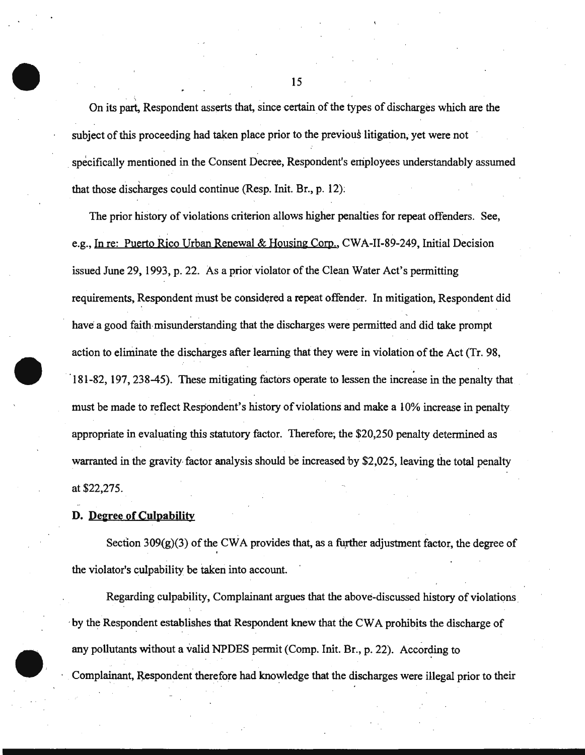On its part, Respondent asserts that, since certain of the types of discharges which are the subject of this proceeding had taken place prior to the previous litigation, yet were not specifically mentioned in the Consent Decree, Respondent's employees understandably assumed that those discharges could continue (Resp. Init. Br., p. 12).

The prior history of violations criterion allows higher penalties for repeat offenders. See, e.g., In re: Puerto Rico Urban Renewal & Housing Corp., CWA-II-89-249, Initial Decision issued June 29, 1993, p. 22. As a prior violator of the Clean Water Act's permitting requirements, Respondent must be considered a repeat offender. In mitigation, Respondent did have a good faith misunderstanding that the discharges were permitted and did take prompt action to eliminate the discharges after learning that they were in violation of the Act (Tr. 98, 181-82, 197, 238-45). These mitigating factors operate to lessen the increase in the penalty that must be made to reflect Respondent's history of violations and make a 10% increase in penalty appropriate in evaluating this statutory factor. Therefore, the $20,250 penalty determined as warranted in the gravity factor analysis should be increased by $2,025, leaving the total penalty at $22,275.

### D. Degree of Culpability

Section 309(g)(3) of the CWA provides that, as a further adjustment factor, the degree of the violator's culpability be taken into account.

Regarding culpability, Complainant argues that the above-discussed history of violations by the Respondent establishes that Respondent knew that the CWA prohibits the discharge of any pollutants without a valid NPDES permit (Comp. Init. Br., p. 22). According to Complainant, Respondent therefore had knowledge that the discharges were illegal prior to their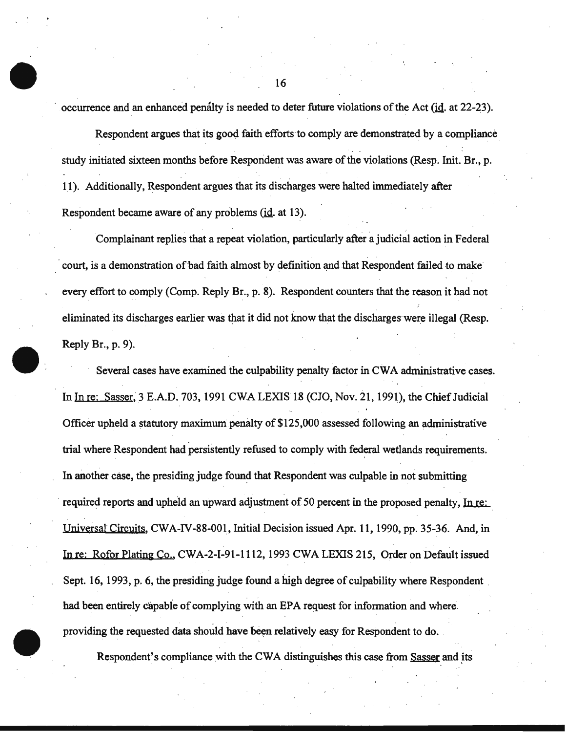occurrence and an enhanced penalty is needed to deter future violations of the Act (id. at 22-23).

Respondent argues that its good faith efforts to comply are demonstrated by a compliance study initiated sixteen months before Respondent was aware of the violations (Resp. Init. Br., p. 11). Additionally, Respondent argues that its discharges were halted immediately after Respondent became aware of any problems (id. at 13).

Complainant replies that a repeat violation, particularly after a judicial action in Federal court, is a demonstration of bad faith almost by definition and that Respondent failed to make every effort to comply (Comp. Reply Br., p. 8). Respondent counters that the reason it had not eliminated its discharges earlier was that it did not know that the discharges were illegal (Resp. Reply Br., p. 9).

Several cases have examined the culpability penalty factor in CWA administrative cases. In In re: Sasser, 3 E.A.D. 703, 1991 CWA LEXIS 18 (CJO, Nov. 21, 1991), the Chief Judicial Officer upheld a statutory maximum penalty of $125,000 assessed following an administrative trial where Respondent had persistently refused to comply with federal wetlands requirements. In another case, the presiding judge found that Respondent was culpable in not submitting required reports and upheld an upward adjustment of 50 percent in the proposed penalty, In re: Universal Circuits, CWA-IV-88-001, Initial Decision issued Apr. 11, 1990, pp. 35-36. And, in In re: Rofor Plating Co., CWA-2-I-91-1112, 1993 CWA LEXIS 215, Order on Default issued Sept. 16, 1993, p. 6, the presiding judge found a high degree of culpability where Respondent had been entirely capable of complying with an EPA request for information and where providing the requested data should have been relatively easy for Respondent to do.

Respondent's compliance with the CWA distinguishes this case from Sasser and its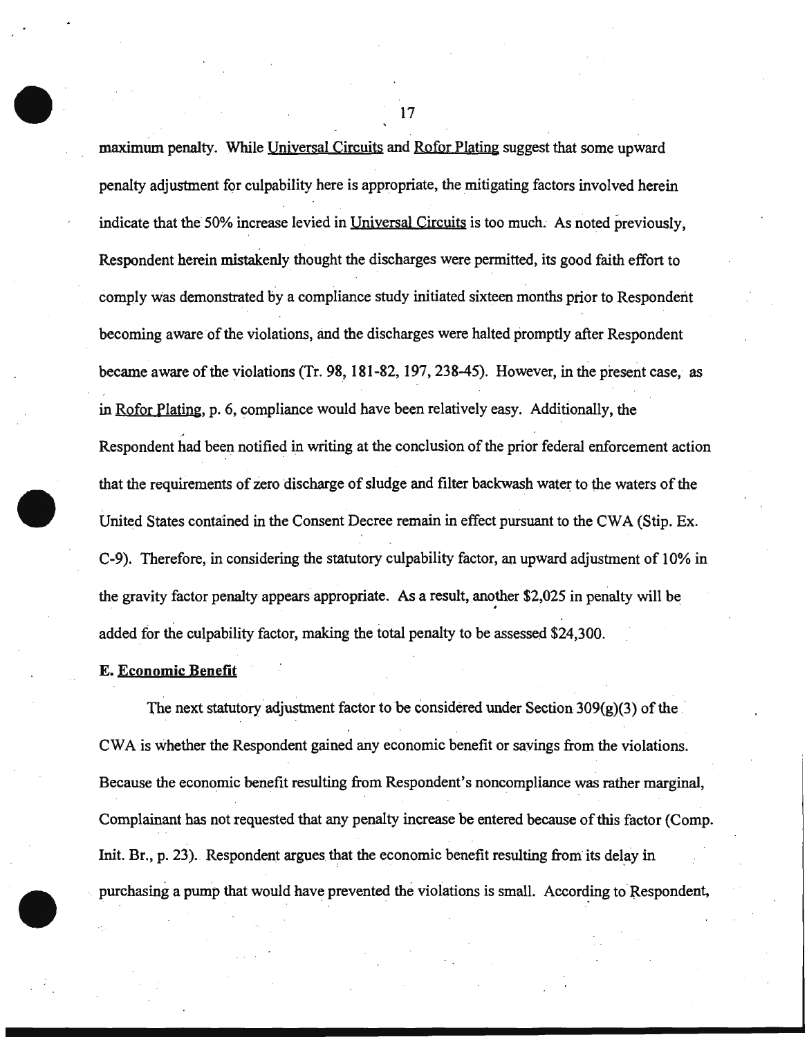maximum penalty. While Universal Circuits and Rofor Plating suggest that some upward penalty adjustment for culpability here is appropriate, the mitigating factors involved herein indicate that the 50% increase levied in Universal Circuits is too much. As noted previously, Respondent herein mistakenly thought the discharges were permitted, its good faith effort to comply was demonstrated by a compliance study initiated sixteen months prior to Respondent becoming aware of the violations, and the discharges were halted promptly after Respondent became aware of the violations (Tr. 98, 181-82, 197, 238-45). However, in the present case, as in Rofor Plating, p. 6, compliance would have been relatively easy. Additionally, the Respondent had been notified in writing at the conclusion of the prior federal enforcement action that the requirements of zero discharge of sludge and filter backwash water to the waters of the United States contained in the Consent Decree remain in effect pursuant to the CWA (Stip. Ex. C-9). Therefore, in considering the statutory culpability factor, an upward adjustment of 10% in the gravity factor penalty appears appropriate. As a result, another $2,025 in penalty will be added for the culpability factor, making the total penalty to be assessed $24,300.

**E. Economic Benefit**

The next statutory adjustment factor to be considered under Section 309(g)(3) of the CWA is whether the Respondent gained any economic benefit or savings from the violations. Because the economic benefit resulting from Respondent's noncompliance was rather marginal, Complainant has not requested that any penalty increase be entered because of this factor (Comp. Init. Br., p. 23). Respondent argues that the economic benefit resulting from its delay in purchasing a pump that would have prevented the violations is small. According to Respondent,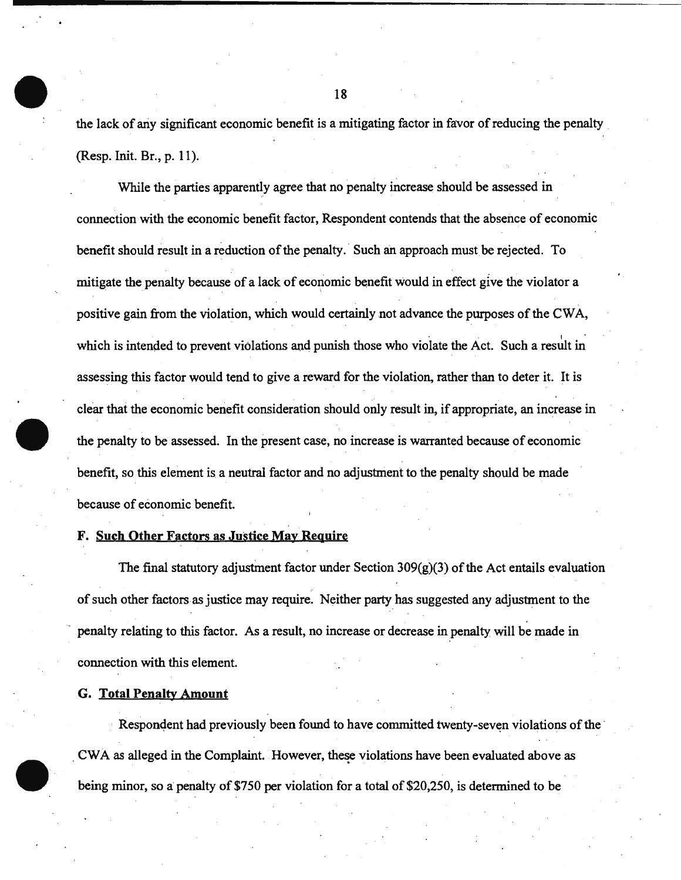the lack of any significant economic benefit is a mitigating factor in favor of reducing the penalty (Resp. Init. Br., p. 11).

While the parties apparently agree that no penalty increase should be assessed in connection with the economic benefit factor, Respondent contends that the absence of economic benefit should result in a reduction of the penalty. Such an approach must be rejected. To mitigate the penalty because of a lack of economic benefit would in effect give the violator a positive gain from the violation, which would certainly not advance the purposes of the CWA, which is intended to prevent violations and punish those who violate the Act. Such a result in assessing this factor would tend to give a reward for the violation, rather than to deter it. It is clear that the economic benefit consideration should only result in, if appropriate, an increase in the penalty to be assessed. In the present case, no increase is warranted because of economic benefit, so this element is a neutral factor and no adjustment to the penalty should be made because of economic benefit.

**F. Such Other Factors as Justice May Require**

The final statutory adjustment factor under Section 309(g)(3) of the Act entails evaluation of such other factors as justice may require. Neither party has suggested any adjustment to the penalty relating to this factor. As a result, no increase or decrease in penalty will be made in connection with this element.

**G. Total Penalty Amount**

Respondent had previously been found to have committed twenty-seven violations of the CWA as alleged in the Complaint. However, these violations have been evaluated above as being minor, so a penalty of $750 per violation for a total of $20,250, is determined to be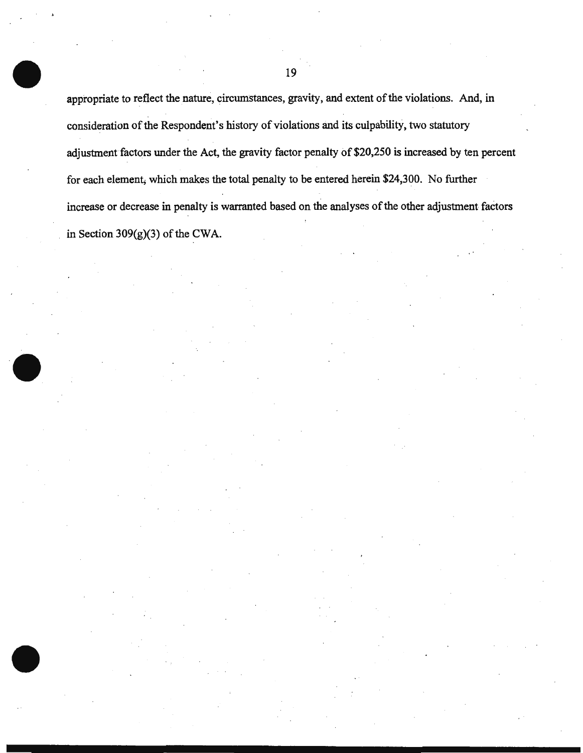appropriate to reflect the nature, circumstances, gravity, and extent of the violations. And, in consideration of the Respondent's history of violations and its culpability, two statutory adjustment factors under the Act, the gravity factor penalty of $20,250 is increased by ten percent for each element, which makes the total penalty to be entered herein $24,300. No further increase or decrease in penalty is warranted based on the analyses of the other adjustment factors in Section 309(g)(3) of the CWA.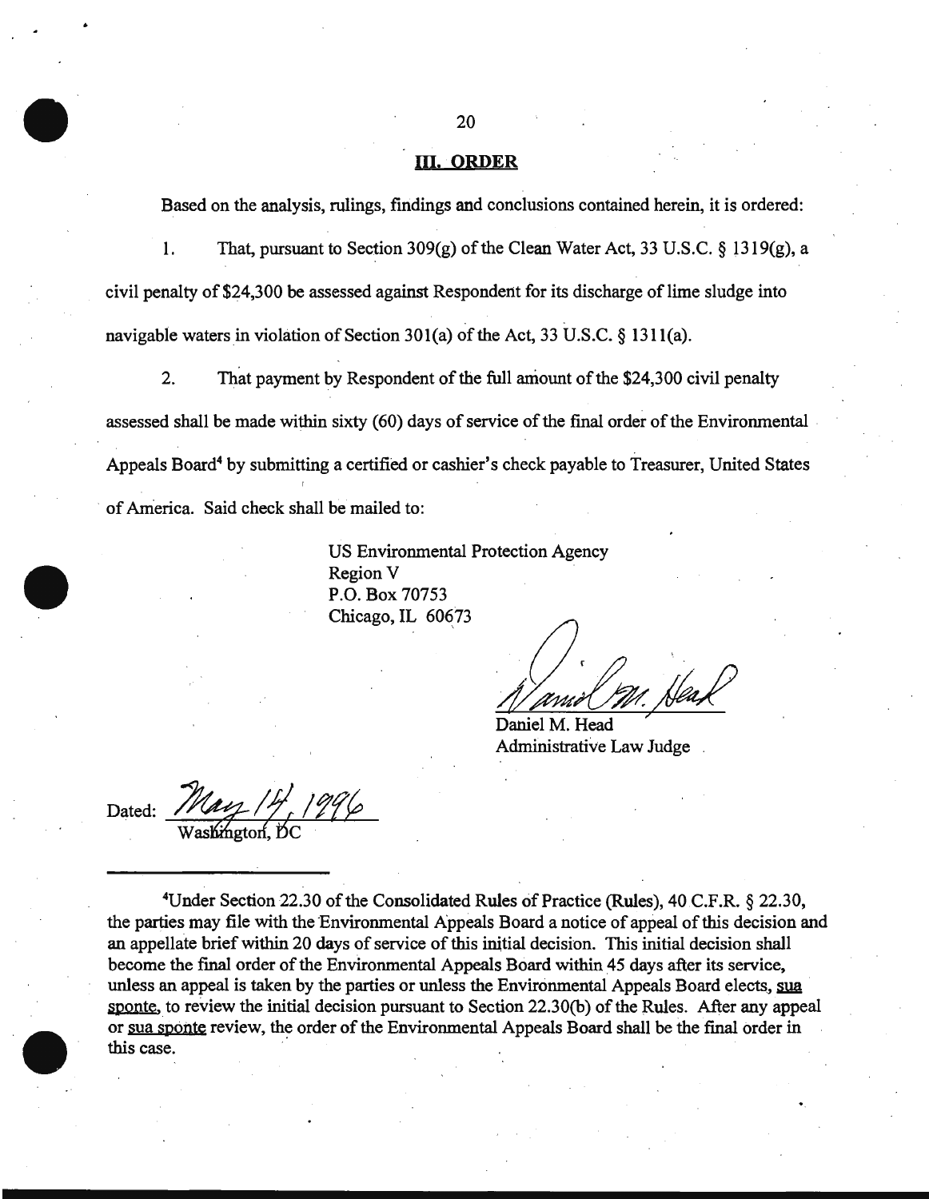## III. ORDER

Based on the analysis, rulings, findings and conclusions contained herein, it is ordered:

1. That, pursuant to Section 309(g) of the Clean Water Act, 33 U.S.C. § 1319(g), a civil penalty of $24,300 be assessed against Respondent for its discharge of lime sludge into navigable waters in violation of Section 301(a) of the Act, 33 U.S.C. § 1311(a).

2. That payment by Respondent of the full amount of the $24,300 civil penalty assessed shall be made within sixty (60) days of service of the final order of the Environmental Appeals Board[4] by submitting a certified or cashier's check payable to Treasurer, United States of America. Said check shall be mailed to:

US Environmental Protection Agency
Region V
P.O. Box 70753
Chicago, IL 60673

Daniel M. Head
Administrative Law Judge

Dated: May 14, 1996
Washington, DC

---

[4]Under Section 22.30 of the Consolidated Rules of Practice (Rules), 40 C.F.R. § 22.30, the parties may file with the Environmental Appeals Board a notice of appeal of this decision and an appellate brief within 20 days of service of this initial decision. This initial decision shall become the final order of the Environmental Appeals Board within 45 days after its service, unless an appeal is taken by the parties or unless the Environmental Appeals Board elects, sua sponte, to review the initial decision pursuant to Section 22.30(b) of the Rules. After any appeal or sua sponte review, the order of the Environmental Appeals Board shall be the final order in this case.